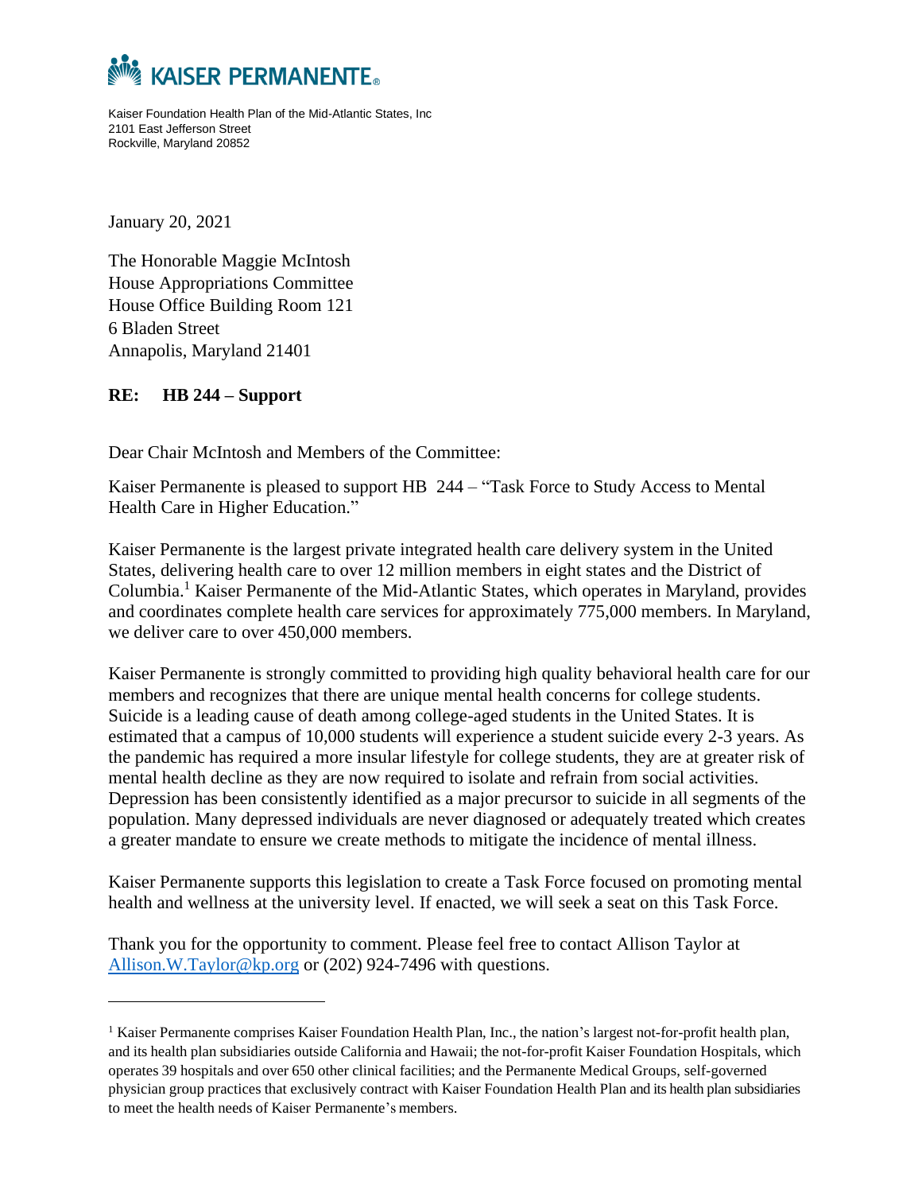# KAISER PERMANENTE®

Kaiser Foundation Health Plan of the Mid-Atlantic States, Inc
2101 East Jefferson Street
Rockville, Maryland 20852

January 20, 2021

The Honorable Maggie McIntosh
House Appropriations Committee
House Office Building Room 121
6 Bladen Street
Annapolis, Maryland 21401

**RE: HB 244 – Support**

Dear Chair McIntosh and Members of the Committee:

Kaiser Permanente is pleased to support HB 244 – "Task Force to Study Access to Mental Health Care in Higher Education."

Kaiser Permanente is the largest private integrated health care delivery system in the United States, delivering health care to over 12 million members in eight states and the District of Columbia.[1] Kaiser Permanente of the Mid-Atlantic States, which operates in Maryland, provides and coordinates complete health care services for approximately 775,000 members. In Maryland, we deliver care to over 450,000 members.

Kaiser Permanente is strongly committed to providing high quality behavioral health care for our members and recognizes that there are unique mental health concerns for college students. Suicide is a leading cause of death among college-aged students in the United States. It is estimated that a campus of 10,000 students will experience a student suicide every 2-3 years. As the pandemic has required a more insular lifestyle for college students, they are at greater risk of mental health decline as they are now required to isolate and refrain from social activities. Depression has been consistently identified as a major precursor to suicide in all segments of the population. Many depressed individuals are never diagnosed or adequately treated which creates a greater mandate to ensure we create methods to mitigate the incidence of mental illness.

Kaiser Permanente supports this legislation to create a Task Force focused on promoting mental health and wellness at the university level. If enacted, we will seek a seat on this Task Force.

Thank you for the opportunity to comment. Please feel free to contact Allison Taylor at [Allison.W.Taylor@kp.org](mailto:Allison.W.Taylor@kp.org) or (202) 924-7496 with questions.

---

[1] Kaiser Permanente comprises Kaiser Foundation Health Plan, Inc., the nation's largest not-for-profit health plan, and its health plan subsidiaries outside California and Hawaii; the not-for-profit Kaiser Foundation Hospitals, which operates 39 hospitals and over 650 other clinical facilities; and the Permanente Medical Groups, self-governed physician group practices that exclusively contract with Kaiser Foundation Health Plan and its health plan subsidiaries to meet the health needs of Kaiser Permanente's members.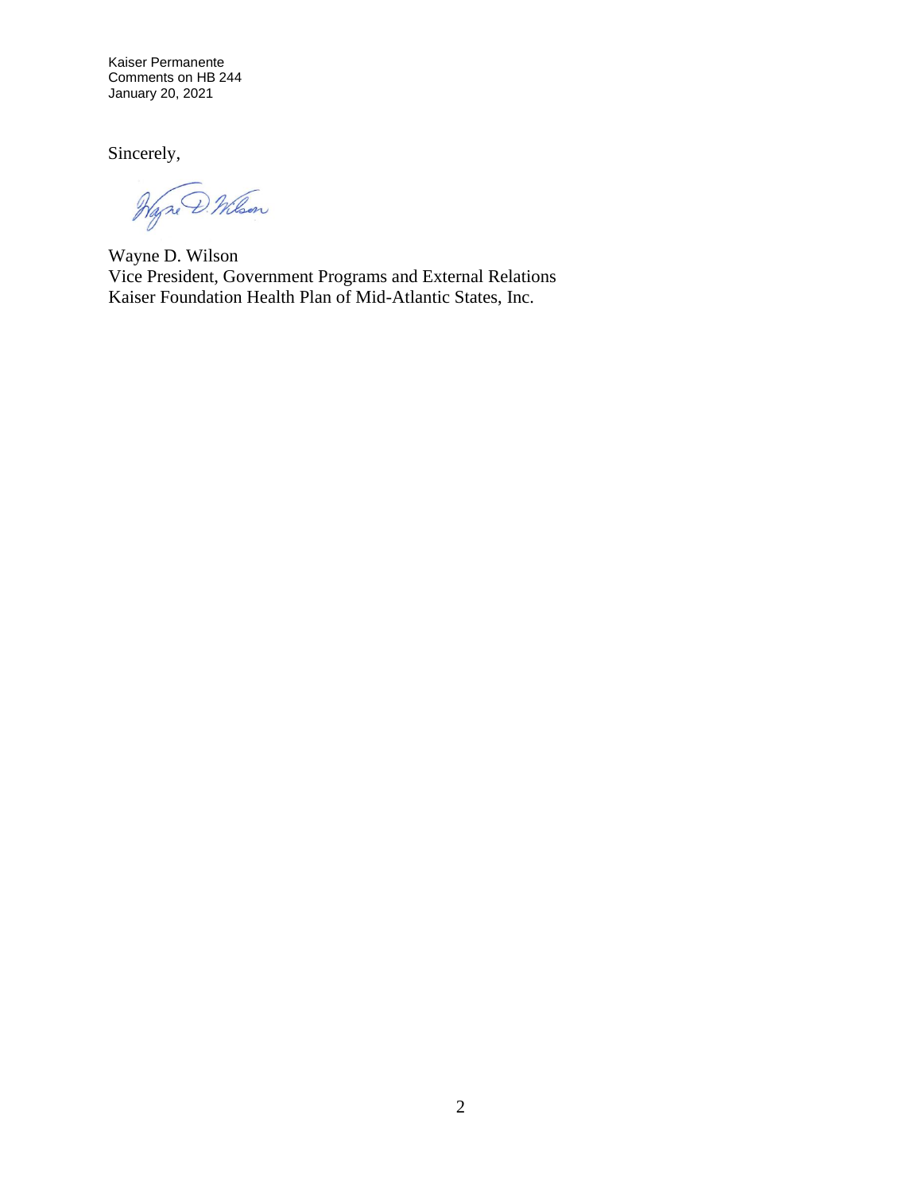Sincerely,

Wayne D. Wilson
Vice President, Government Programs and External Relations
Kaiser Foundation Health Plan of Mid-Atlantic States, Inc.